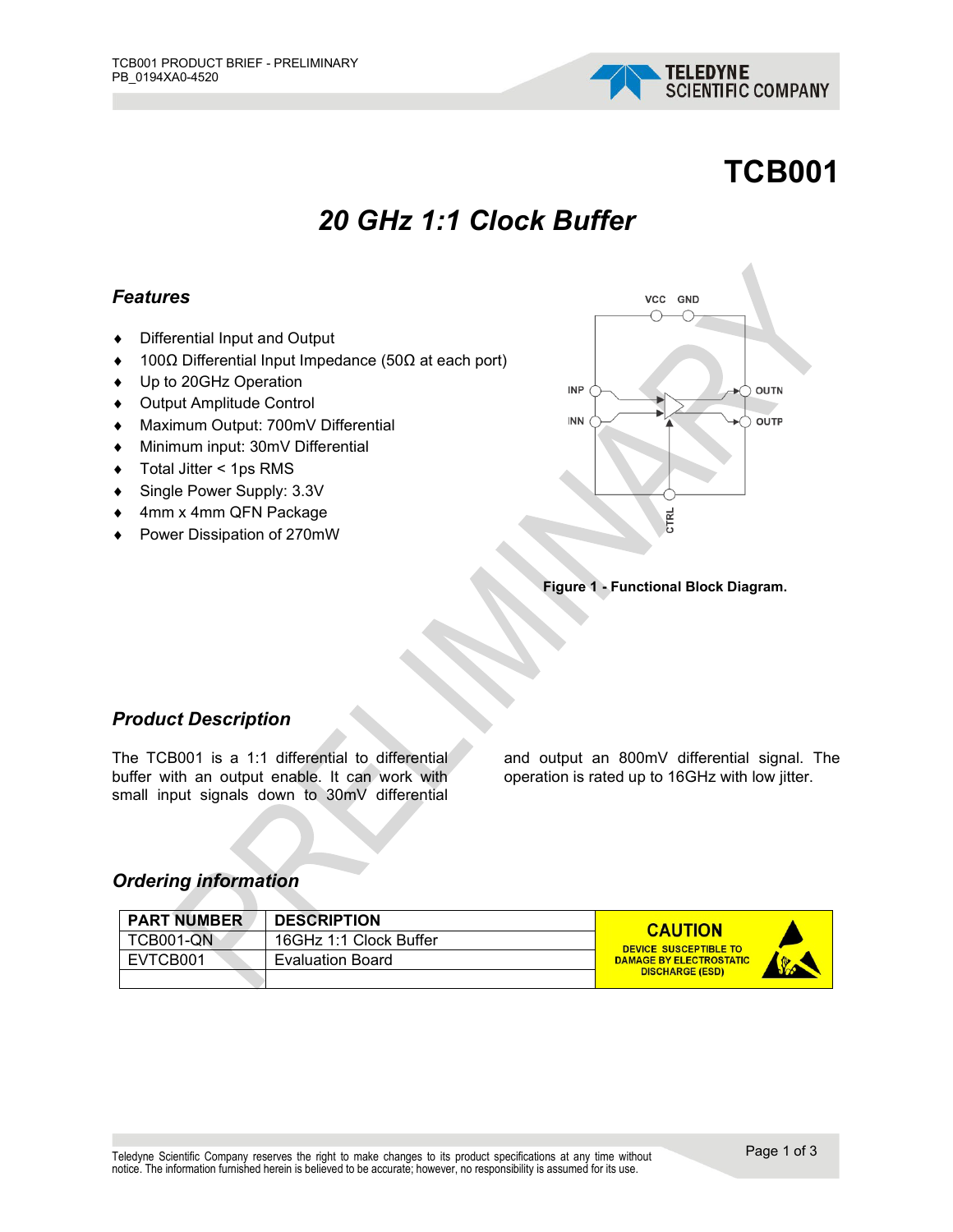# TCB001

## *20 GHz 1:1 Clock Buffer*

### *Features*

- Differential Input and Output
- 100Ω Differential Input Impedance (50Ω at each port)
- Up to 20GHz Operation
- Output Amplitude Control
- Maximum Output: 700mV Differential
- Minimum input: 30mV Differential
- Total Jitter < 1ps RMS
- Single Power Supply: 3.3V
- 4mm x 4mm QFN Package
- Power Dissipation of 270mW

**Figure 1 - Functional Block Diagram.**

### *Product Description*

The TCB001 is a 1:1 differential to differential buffer with an output enable. It can work with small input signals down to 30mV differential and output an 800mV differential signal. The operation is rated up to 16GHz with low jitter.

### *Ordering information*

| PART NUMBER | DESCRIPTION |
|---|---|
| TCB001-QN | 16GHz 1:1 Clock Buffer |
| EVTCB001 | Evaluation Board |
| | |

**CAUTION**
DEVICE SUSCEPTIBLE TO DAMAGE BY ELECTROSTATIC DISCHARGE (ESD)

Teledyne Scientific Company reserves the right to make changes to its product specifications at any time without notice. The information furnished herein is believed to be accurate; however, no responsibility is assumed for its use.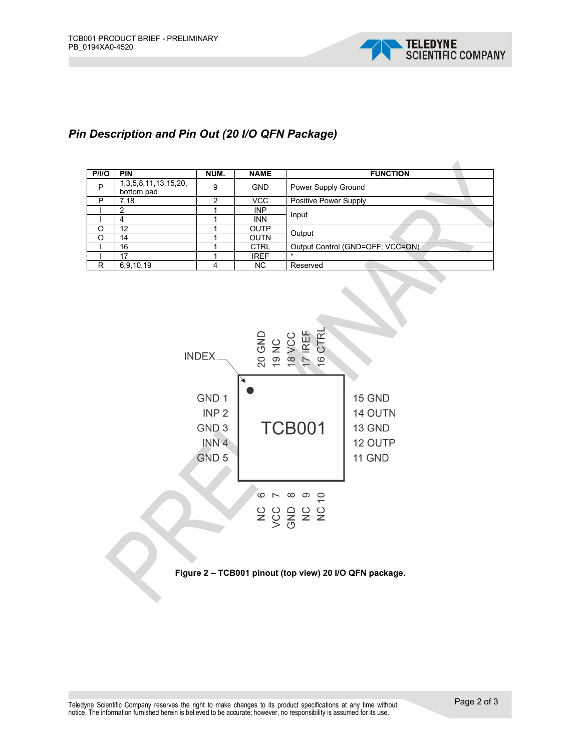## *Pin Description and Pin Out (20 I/O QFN Package)*

| P/I/O | PIN | NUM. | NAME | FUNCTION |
|---|---|---|---|---|
| P | 1,3,5,8,11,13,15,20, bottom pad | 9 | GND | Power Supply Ground |
| P | 7,18 | 2 | VCC | Positive Power Supply |
| I | 2 | 1 | INP | Input |
| I | 4 | 1 | INN | |
| O | 12 | 1 | OUTP | Output |
| O | 14 | 1 | OUTN | |
| I | 16 | 1 | CTRL | Output Control (GND=OFF; VCC=ON) |
| I | 17 | 1 | IREF | * |
| R | 6,9,10,19 | 4 | NC | Reserved |

INDEX

20 GND, 19 NC, 18 VCC, 17 IREF, 16 CTRL

GND 1, INP 2, GND 3, INN 4, GND 5

TCB001

15 GND, 14 OUTN, 13 GND, 12 OUTP, 11 GND

NC 6, VCC 7, GND 8, NC 9, NC 10

**Figure 2 – TCB001 pinout (top view) 20 I/O QFN package.**

Teledyne Scientific Company reserves the right to make changes to its product specifications at any time without notice. The information furnished herein is believed to be accurate; however, no responsibility is assumed for its use.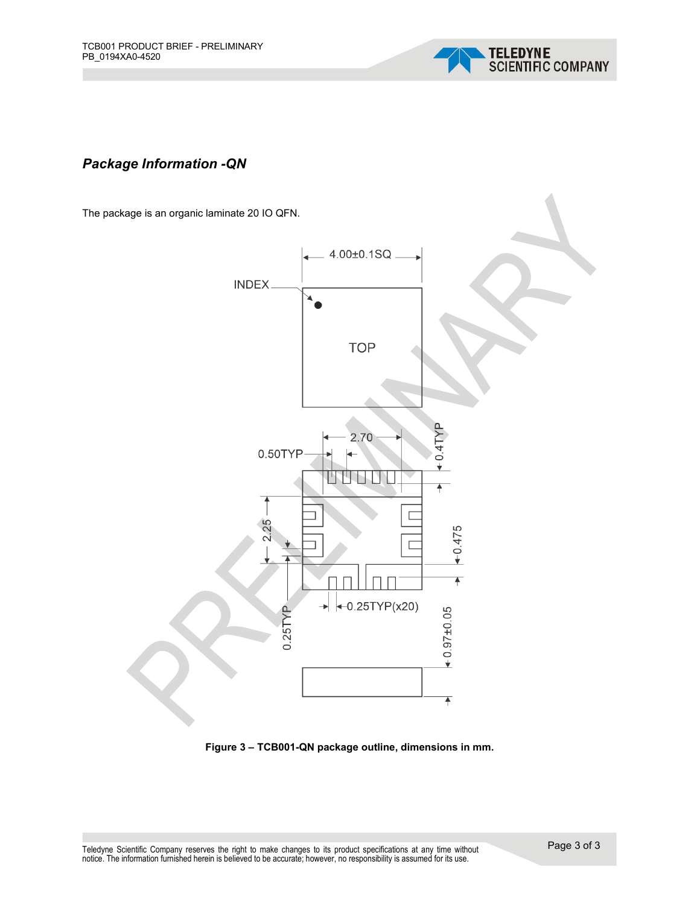## *Package Information -QN*

The package is an organic laminate 20 IO QFN.

4.00±0.1SQ

INDEX

TOP

2.70

0.50TYP

0.4TYP

2.25

0.475

0.25TYP(x20)

0.25TYP

0.97±0.05

**Figure 3 – TCB001-QN package outline, dimensions in mm.**

Teledyne Scientific Company reserves the right to make changes to its product specifications at any time without notice. The information furnished herein is believed to be accurate; however, no responsibility is assumed for its use.